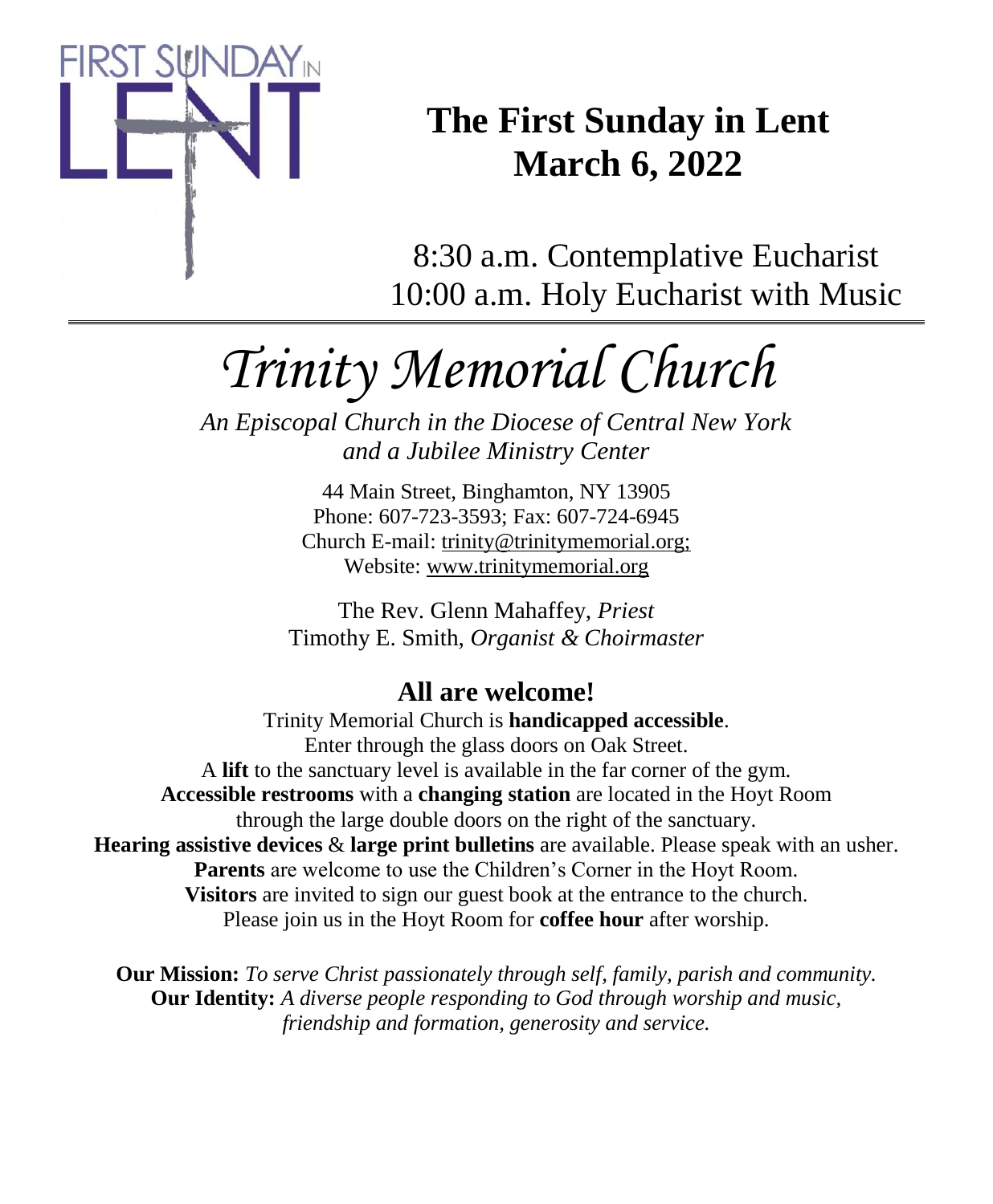FIRST SUNDAY IN LENT

# The First Sunday in Lent
# March 6, 2022

8:30 a.m. Contemplative Eucharist
10:00 a.m. Holy Eucharist with Music

---

# *Trinity Memorial Church*

*An Episcopal Church in the Diocese of Central New York and a Jubilee Ministry Center*

44 Main Street, Binghamton, NY 13905
Phone: 607-723-3593; Fax: 607-724-6945
Church E-mail: trinity@trinitymemorial.org;
Website: www.trinitymemorial.org

The Rev. Glenn Mahaffey, *Priest*
Timothy E. Smith, *Organist & Choirmaster*

## All are welcome!

Trinity Memorial Church is **handicapped accessible**.
Enter through the glass doors on Oak Street.
A **lift** to the sanctuary level is available in the far corner of the gym.
**Accessible restrooms** with a **changing station** are located in the Hoyt Room through the large double doors on the right of the sanctuary.
**Hearing assistive devices** & **large print bulletins** are available. Please speak with an usher.
**Parents** are welcome to use the Children's Corner in the Hoyt Room.
**Visitors** are invited to sign our guest book at the entrance to the church.
Please join us in the Hoyt Room for **coffee hour** after worship.

**Our Mission:** *To serve Christ passionately through self, family, parish and community.*
**Our Identity:** *A diverse people responding to God through worship and music, friendship and formation, generosity and service.*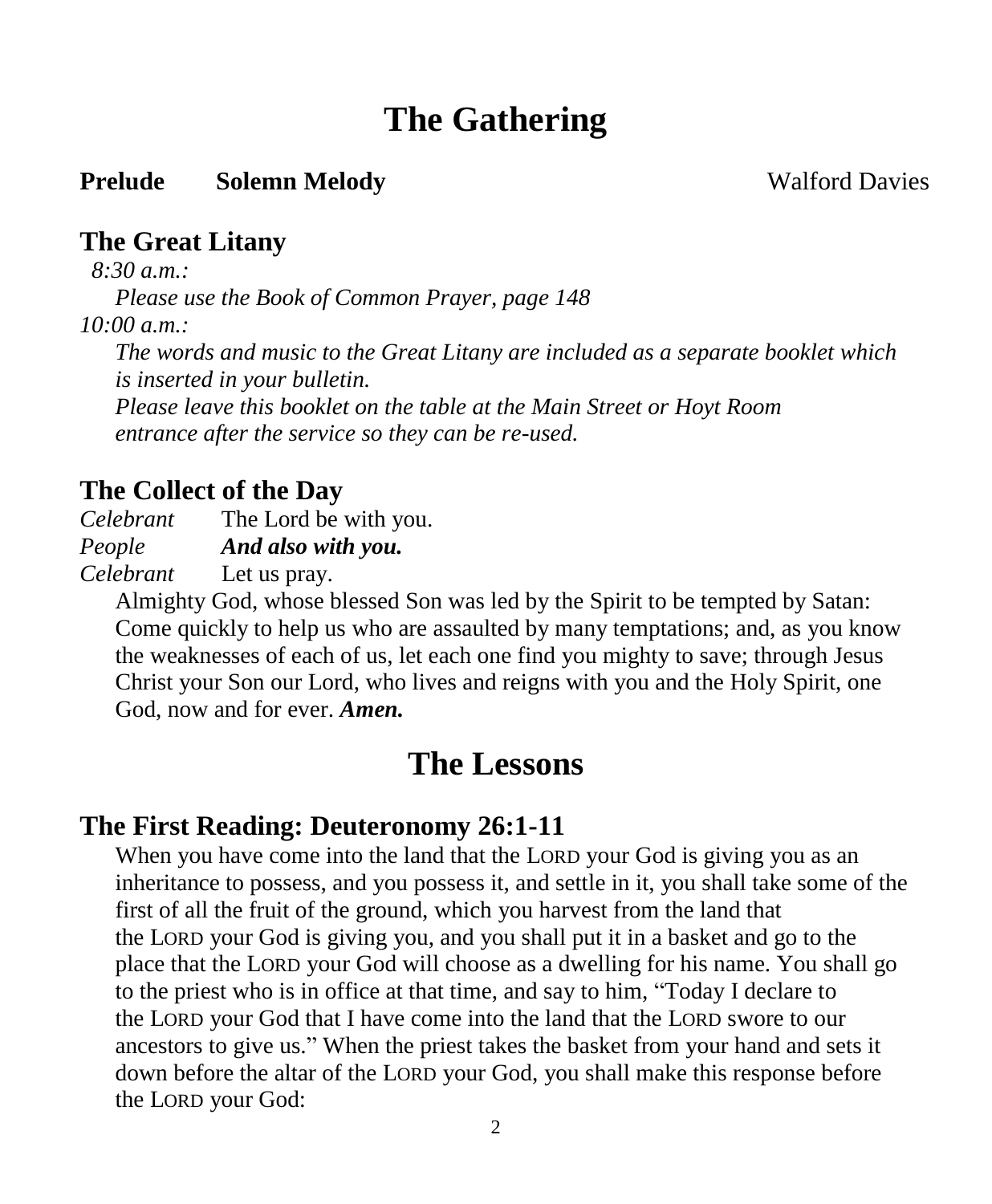# The Gathering

**Prelude** **Solemn Melody** Walford Davies

## The Great Litany

*8:30 a.m.:*

*Please use the Book of Common Prayer, page 148*

*10:00 a.m.:*

*The words and music to the Great Litany are included as a separate booklet which is inserted in your bulletin.*

*Please leave this booklet on the table at the Main Street or Hoyt Room entrance after the service so they can be re-used.*

## The Collect of the Day

*Celebrant* The Lord be with you.

*People* ***And also with you.***

*Celebrant* Let us pray.

Almighty God, whose blessed Son was led by the Spirit to be tempted by Satan: Come quickly to help us who are assaulted by many temptations; and, as you know the weaknesses of each of us, let each one find you mighty to save; through Jesus Christ your Son our Lord, who lives and reigns with you and the Holy Spirit, one God, now and for ever. ***Amen.***

# The Lessons

## The First Reading: Deuteronomy 26:1-11

When you have come into the land that the LORD your God is giving you as an inheritance to possess, and you possess it, and settle in it, you shall take some of the first of all the fruit of the ground, which you harvest from the land that the LORD your God is giving you, and you shall put it in a basket and go to the place that the LORD your God will choose as a dwelling for his name. You shall go to the priest who is in office at that time, and say to him, "Today I declare to the LORD your God that I have come into the land that the LORD swore to our ancestors to give us." When the priest takes the basket from your hand and sets it down before the altar of the LORD your God, you shall make this response before the LORD your God: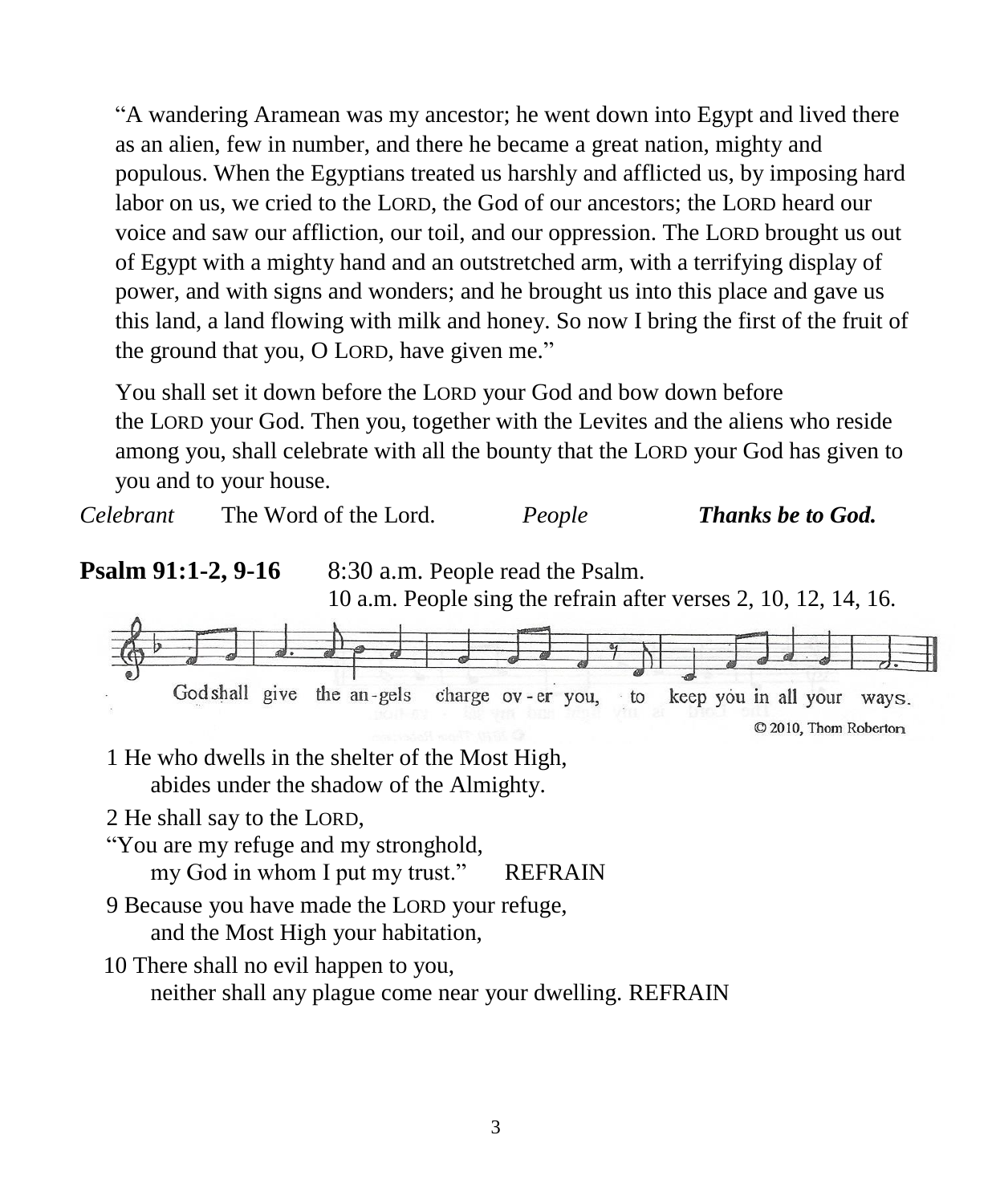"A wandering Aramean was my ancestor; he went down into Egypt and lived there as an alien, few in number, and there he became a great nation, mighty and populous. When the Egyptians treated us harshly and afflicted us, by imposing hard labor on us, we cried to the LORD, the God of our ancestors; the LORD heard our voice and saw our affliction, our toil, and our oppression. The LORD brought us out of Egypt with a mighty hand and an outstretched arm, with a terrifying display of power, and with signs and wonders; and he brought us into this place and gave us this land, a land flowing with milk and honey. So now I bring the first of the fruit of the ground that you, O LORD, have given me."

You shall set it down before the LORD your God and bow down before the LORD your God. Then you, together with the Levites and the aliens who reside among you, shall celebrate with all the bounty that the LORD your God has given to you and to your house.

*Celebrant* The Word of the Lord. *People* ***Thanks be to God.***

**Psalm 91:1-2, 9-16** 8:30 a.m. People read the Psalm.
10 a.m. People sing the refrain after verses 2, 10, 12, 14, 16.

God shall give the an-gels charge ov-er you, to keep you in all your ways.

© 2010, Thom Roberton

1 He who dwells in the shelter of the Most High,
abides under the shadow of the Almighty.

2 He shall say to the LORD,
"You are my refuge and my stronghold,
my God in whom I put my trust." REFRAIN

9 Because you have made the LORD your refuge,
and the Most High your habitation,

10 There shall no evil happen to you,
neither shall any plague come near your dwelling. REFRAIN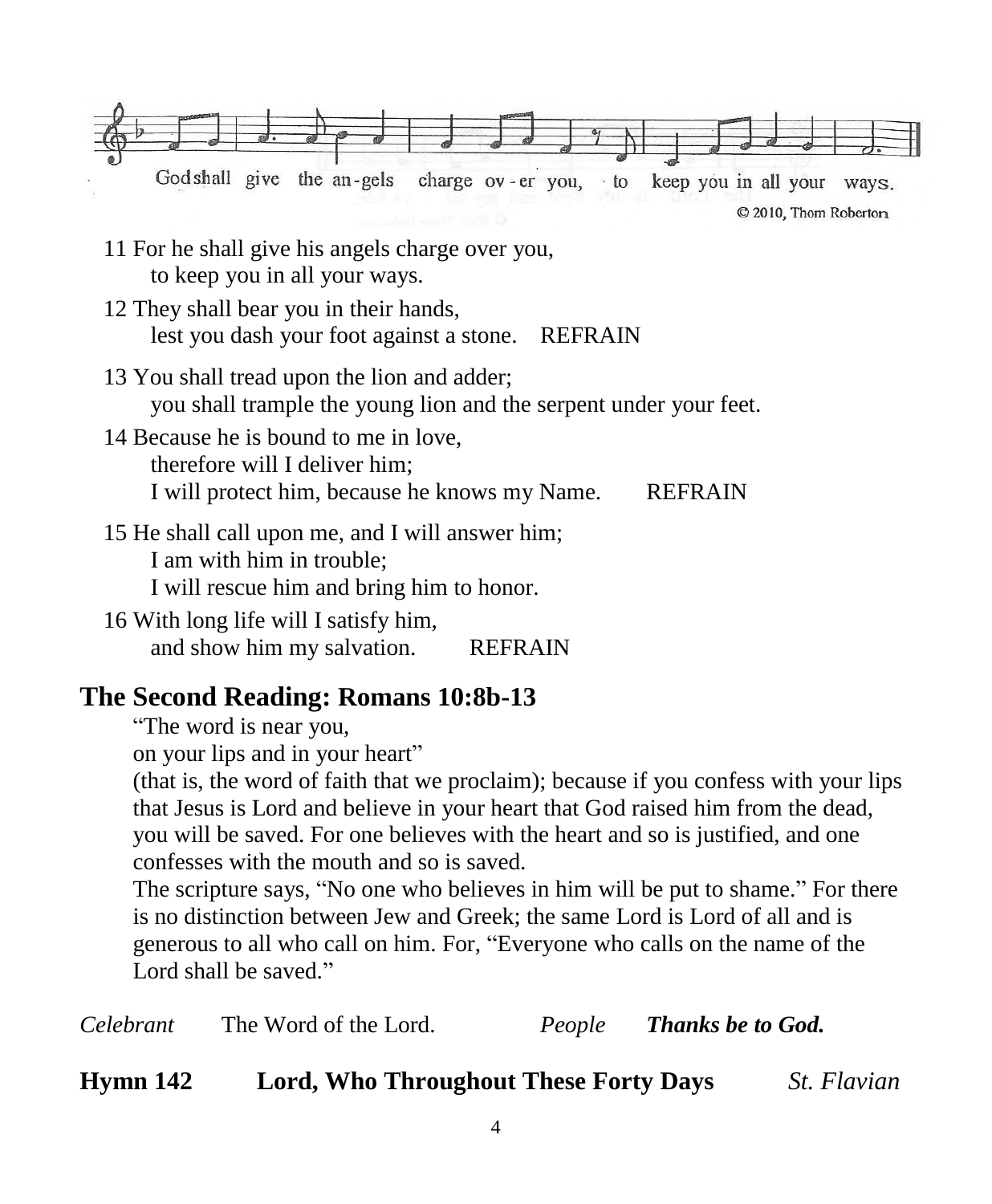God shall give the an-gels charge ov-er you, to keep you in all your ways.

© 2010, Thom Roberton

11 For he shall give his angels charge over you,
    to keep you in all your ways.

12 They shall bear you in their hands,
    lest you dash your foot against a stone. REFRAIN

13 You shall tread upon the lion and adder;
    you shall trample the young lion and the serpent under your feet.

14 Because he is bound to me in love,
    therefore will I deliver him;
    I will protect him, because he knows my Name. REFRAIN

15 He shall call upon me, and I will answer him;
    I am with him in trouble;
    I will rescue him and bring him to honor.

16 With long life will I satisfy him,
    and show him my salvation. REFRAIN

## The Second Reading: Romans 10:8b-13

"The word is near you,
on your lips and in your heart"
(that is, the word of faith that we proclaim); because if you confess with your lips that Jesus is Lord and believe in your heart that God raised him from the dead, you will be saved. For one believes with the heart and so is justified, and one confesses with the mouth and so is saved.
The scripture says, "No one who believes in him will be put to shame." For there is no distinction between Jew and Greek; the same Lord is Lord of all and is generous to all who call on him. For, "Everyone who calls on the name of the Lord shall be saved."

*Celebrant* The Word of the Lord. *People* ***Thanks be to God.***

**Hymn 142 Lord, Who Throughout These Forty Days** *St. Flavian*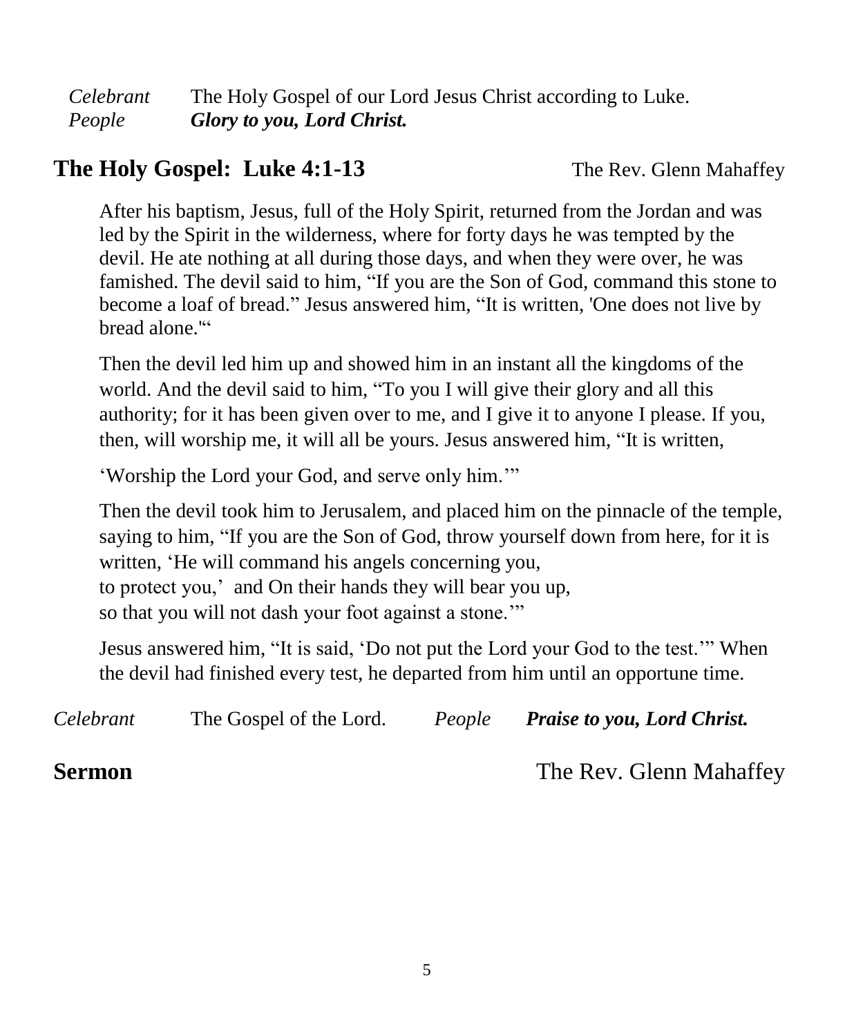*Celebrant* The Holy Gospel of our Lord Jesus Christ according to Luke.
*People* ***Glory to you, Lord Christ.***

## The Holy Gospel: Luke 4:1-13 — The Rev. Glenn Mahaffey

After his baptism, Jesus, full of the Holy Spirit, returned from the Jordan and was led by the Spirit in the wilderness, where for forty days he was tempted by the devil. He ate nothing at all during those days, and when they were over, he was famished. The devil said to him, "If you are the Son of God, command this stone to become a loaf of bread." Jesus answered him, "It is written, 'One does not live by bread alone.'"

Then the devil led him up and showed him in an instant all the kingdoms of the world. And the devil said to him, "To you I will give their glory and all this authority; for it has been given over to me, and I give it to anyone I please. If you, then, will worship me, it will all be yours. Jesus answered him, "It is written,

'Worship the Lord your God, and serve only him.'"

Then the devil took him to Jerusalem, and placed him on the pinnacle of the temple, saying to him, "If you are the Son of God, throw yourself down from here, for it is written, 'He will command his angels concerning you,
to protect you,' and On their hands they will bear you up,
so that you will not dash your foot against a stone.'"

Jesus answered him, "It is said, 'Do not put the Lord your God to the test.'" When the devil had finished every test, he departed from him until an opportune time.

*Celebrant* The Gospel of the Lord. *People* ***Praise to you, Lord Christ.***

## Sermon — The Rev. Glenn Mahaffey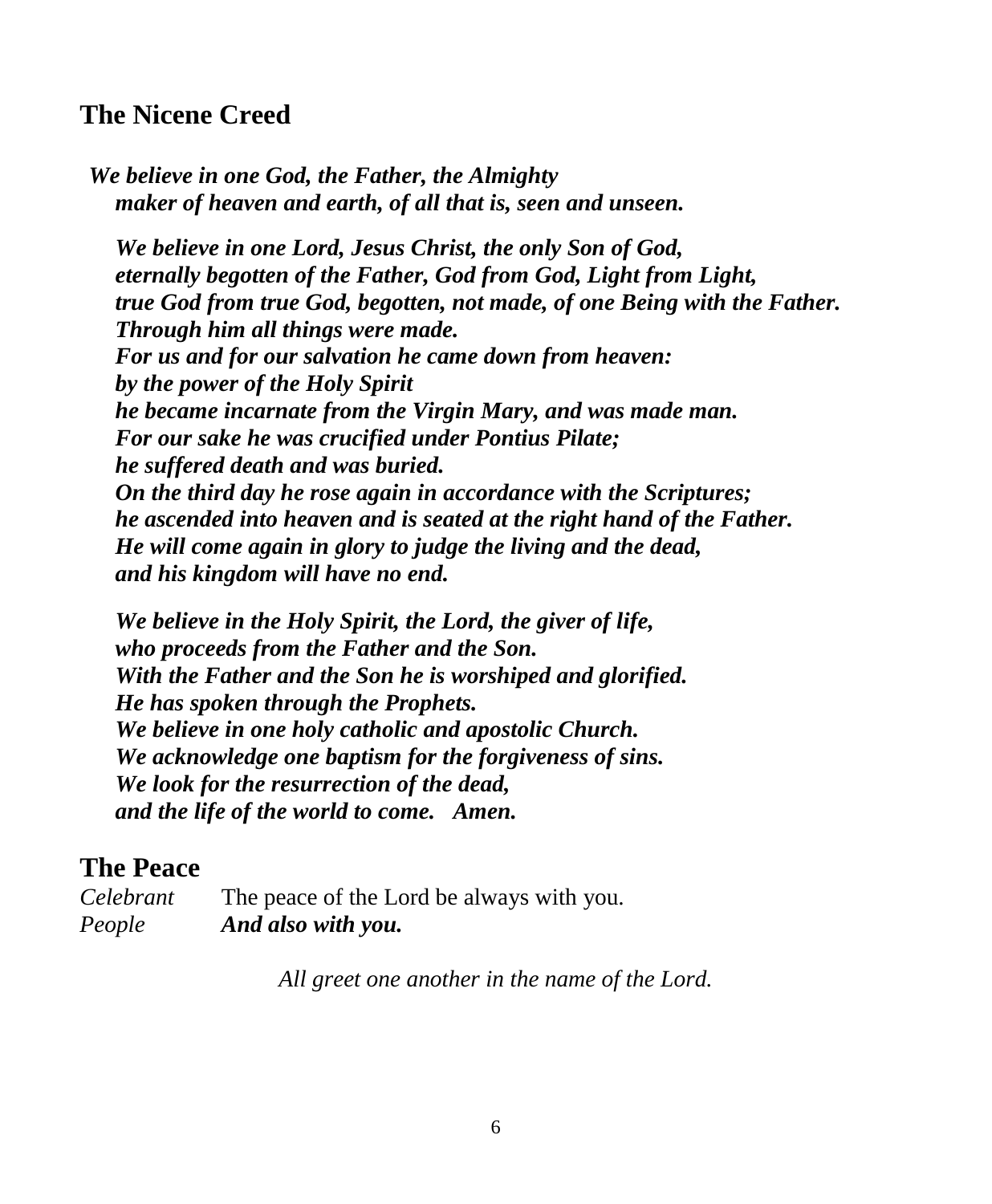## The Nicene Creed

***We believe in one God, the Father, the Almighty***
***maker of heaven and earth, of all that is, seen and unseen.***

***We believe in one Lord, Jesus Christ, the only Son of God,***
***eternally begotten of the Father, God from God, Light from Light,***
***true God from true God, begotten, not made, of one Being with the Father.***
***Through him all things were made.***
***For us and for our salvation he came down from heaven:***
***by the power of the Holy Spirit***
***he became incarnate from the Virgin Mary, and was made man.***
***For our sake he was crucified under Pontius Pilate;***
***he suffered death and was buried.***
***On the third day he rose again in accordance with the Scriptures;***
***he ascended into heaven and is seated at the right hand of the Father.***
***He will come again in glory to judge the living and the dead,***
***and his kingdom will have no end.***

***We believe in the Holy Spirit, the Lord, the giver of life,***
***who proceeds from the Father and the Son.***
***With the Father and the Son he is worshiped and glorified.***
***He has spoken through the Prophets.***
***We believe in one holy catholic and apostolic Church.***
***We acknowledge one baptism for the forgiveness of sins.***
***We look for the resurrection of the dead,***
***and the life of the world to come. Amen.***

## The Peace

*Celebrant* The peace of the Lord be always with you.
*People* ***And also with you.***

*All greet one another in the name of the Lord.*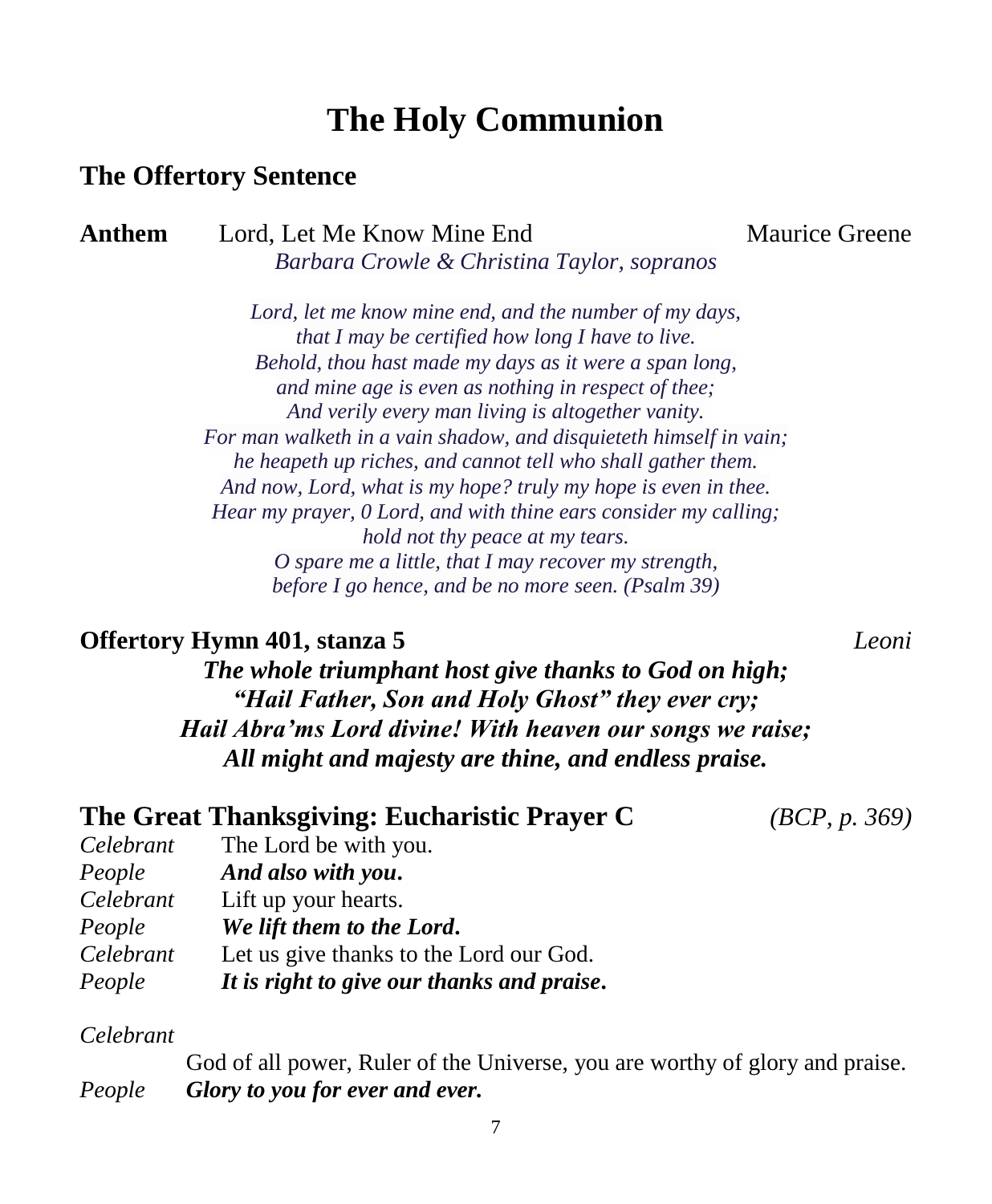# The Holy Communion

## The Offertory Sentence

**Anthem** Lord, Let Me Know Mine End — Maurice Greene

*Barbara Crowle & Christina Taylor, sopranos*

*Lord, let me know mine end, and the number of my days,*
*that I may be certified how long I have to live.*
*Behold, thou hast made my days as it were a span long,*
*and mine age is even as nothing in respect of thee;*
*And verily every man living is altogether vanity.*
*For man walketh in a vain shadow, and disquieteth himself in vain;*
*he heapeth up riches, and cannot tell who shall gather them.*
*And now, Lord, what is my hope? truly my hope is even in thee.*
*Hear my prayer, 0 Lord, and with thine ears consider my calling;*
*hold not thy peace at my tears.*
*O spare me a little, that I may recover my strength,*
*before I go hence, and be no more seen. (Psalm 39)*

## Offertory Hymn 401, stanza 5 — *Leoni*

***The whole triumphant host give thanks to God on high;***
***"Hail Father, Son and Holy Ghost" they ever cry;***
***Hail Abra'ms Lord divine! With heaven our songs we raise;***
***All might and majesty are thine, and endless praise.***

## The Great Thanksgiving: Eucharistic Prayer C — *(BCP, p. 369)*

*Celebrant* The Lord be with you.
*People* ***And also with you.***
*Celebrant* Lift up your hearts.
*People* ***We lift them to the Lord.***
*Celebrant* Let us give thanks to the Lord our God.
*People* ***It is right to give our thanks and praise.***

*Celebrant*
God of all power, Ruler of the Universe, you are worthy of glory and praise.
*People* ***Glory to you for ever and ever.***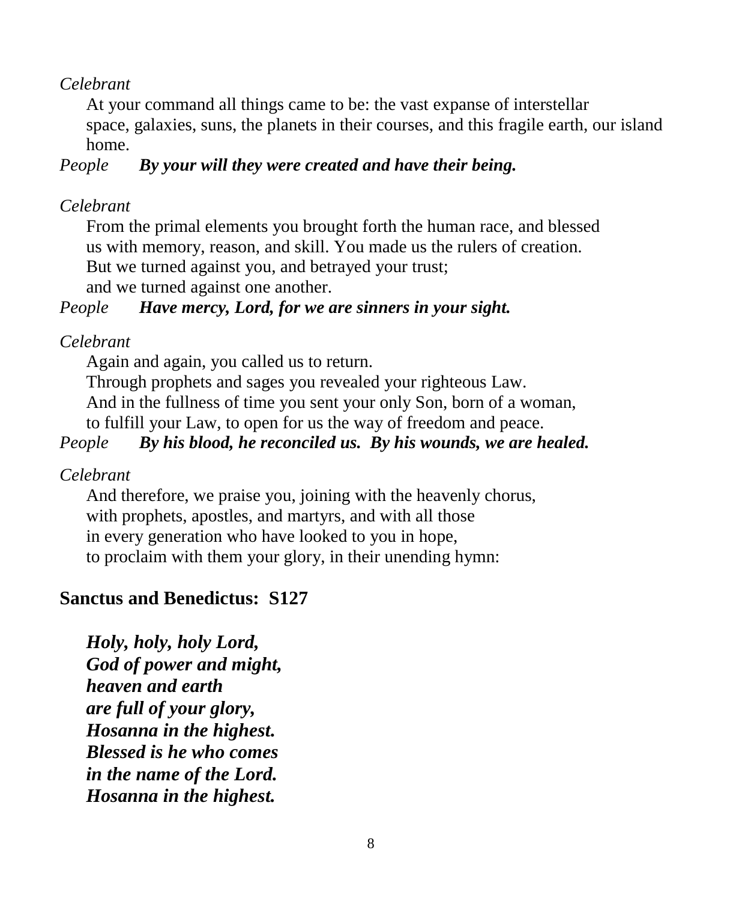*Celebrant*

At your command all things came to be: the vast expanse of interstellar space, galaxies, suns, the planets in their courses, and this fragile earth, our island home.

*People* ***By your will they were created and have their being.***

*Celebrant*

From the primal elements you brought forth the human race, and blessed us with memory, reason, and skill. You made us the rulers of creation.
But we turned against you, and betrayed your trust;
and we turned against one another.

*People* ***Have mercy, Lord, for we are sinners in your sight.***

*Celebrant*

Again and again, you called us to return.
Through prophets and sages you revealed your righteous Law.
And in the fullness of time you sent your only Son, born of a woman,
to fulfill your Law, to open for us the way of freedom and peace.

*People* ***By his blood, he reconciled us. By his wounds, we are healed.***

*Celebrant*

And therefore, we praise you, joining with the heavenly chorus,
with prophets, apostles, and martyrs, and with all those
in every generation who have looked to you in hope,
to proclaim with them your glory, in their unending hymn:

## Sanctus and Benedictus: S127

***Holy, holy, holy Lord,***
***God of power and might,***
***heaven and earth***
***are full of your glory,***
***Hosanna in the highest.***
***Blessed is he who comes***
***in the name of the Lord.***
***Hosanna in the highest.***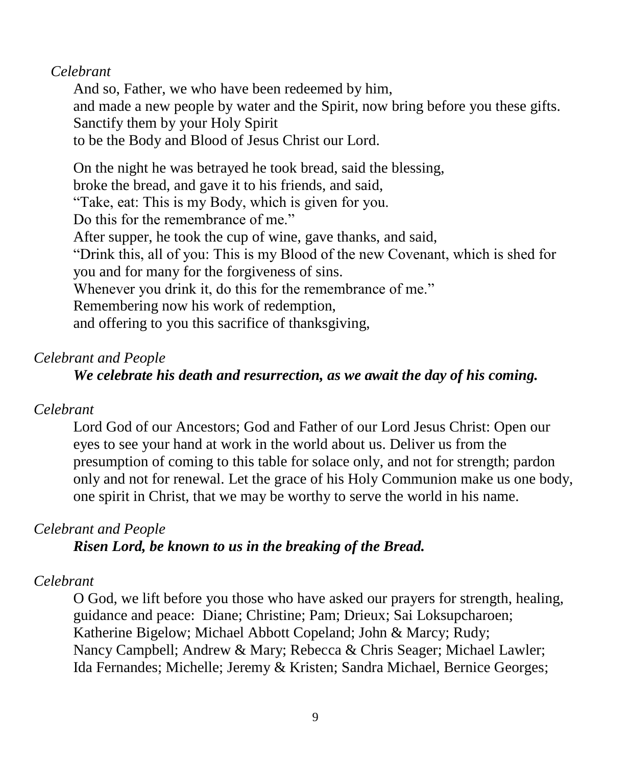*Celebrant*

And so, Father, we who have been redeemed by him,
and made a new people by water and the Spirit, now bring before you these gifts.
Sanctify them by your Holy Spirit
to be the Body and Blood of Jesus Christ our Lord.

On the night he was betrayed he took bread, said the blessing,
broke the bread, and gave it to his friends, and said,
"Take, eat: This is my Body, which is given for you.
Do this for the remembrance of me."
After supper, he took the cup of wine, gave thanks, and said,
"Drink this, all of you: This is my Blood of the new Covenant, which is shed for you and for many for the forgiveness of sins.
Whenever you drink it, do this for the remembrance of me."
Remembering now his work of redemption,
and offering to you this sacrifice of thanksgiving,

*Celebrant and People*

***We celebrate his death and resurrection, as we await the day of his coming.***

*Celebrant*

Lord God of our Ancestors; God and Father of our Lord Jesus Christ: Open our eyes to see your hand at work in the world about us. Deliver us from the presumption of coming to this table for solace only, and not for strength; pardon only and not for renewal. Let the grace of his Holy Communion make us one body, one spirit in Christ, that we may be worthy to serve the world in his name.

*Celebrant and People*

***Risen Lord, be known to us in the breaking of the Bread.***

*Celebrant*

O God, we lift before you those who have asked our prayers for strength, healing, guidance and peace: Diane; Christine; Pam; Drieux; Sai Loksupcharoen; Katherine Bigelow; Michael Abbott Copeland; John & Marcy; Rudy; Nancy Campbell; Andrew & Mary; Rebecca & Chris Seager; Michael Lawler; Ida Fernandes; Michelle; Jeremy & Kristen; Sandra Michael, Bernice Georges;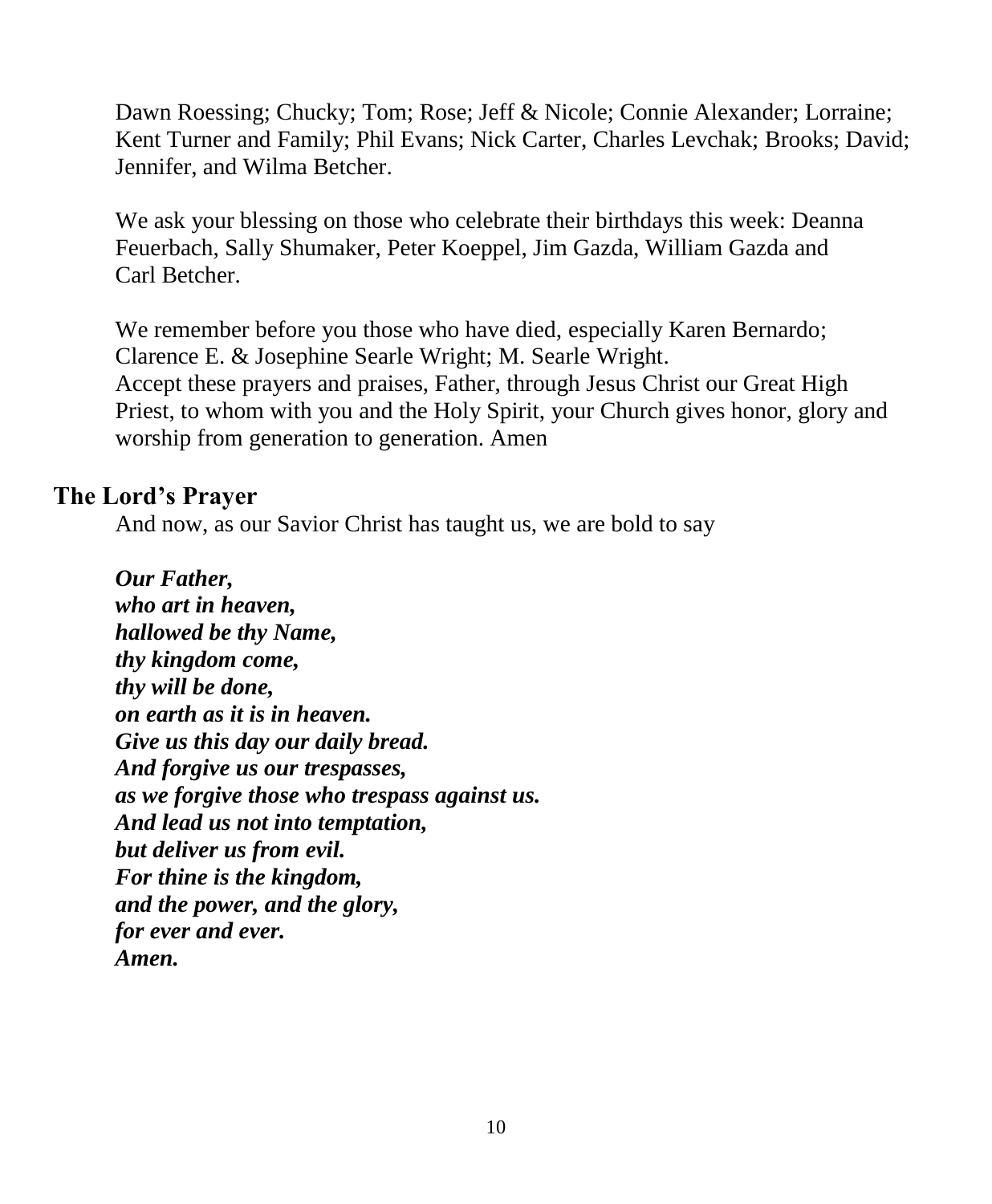Dawn Roessing; Chucky; Tom; Rose; Jeff & Nicole; Connie Alexander; Lorraine; Kent Turner and Family; Phil Evans; Nick Carter, Charles Levchak; Brooks; David; Jennifer, and Wilma Betcher.

We ask your blessing on those who celebrate their birthdays this week: Deanna Feuerbach, Sally Shumaker, Peter Koeppel, Jim Gazda, William Gazda and Carl Betcher.

We remember before you those who have died, especially Karen Bernardo; Clarence E. & Josephine Searle Wright; M. Searle Wright.
Accept these prayers and praises, Father, through Jesus Christ our Great High Priest, to whom with you and the Holy Spirit, your Church gives honor, glory and worship from generation to generation. Amen

## The Lord's Prayer

And now, as our Savior Christ has taught us, we are bold to say

***Our Father,***
***who art in heaven,***
***hallowed be thy Name,***
***thy kingdom come,***
***thy will be done,***
***on earth as it is in heaven.***
***Give us this day our daily bread.***
***And forgive us our trespasses,***
***as we forgive those who trespass against us.***
***And lead us not into temptation,***
***but deliver us from evil.***
***For thine is the kingdom,***
***and the power, and the glory,***
***for ever and ever.***
***Amen.***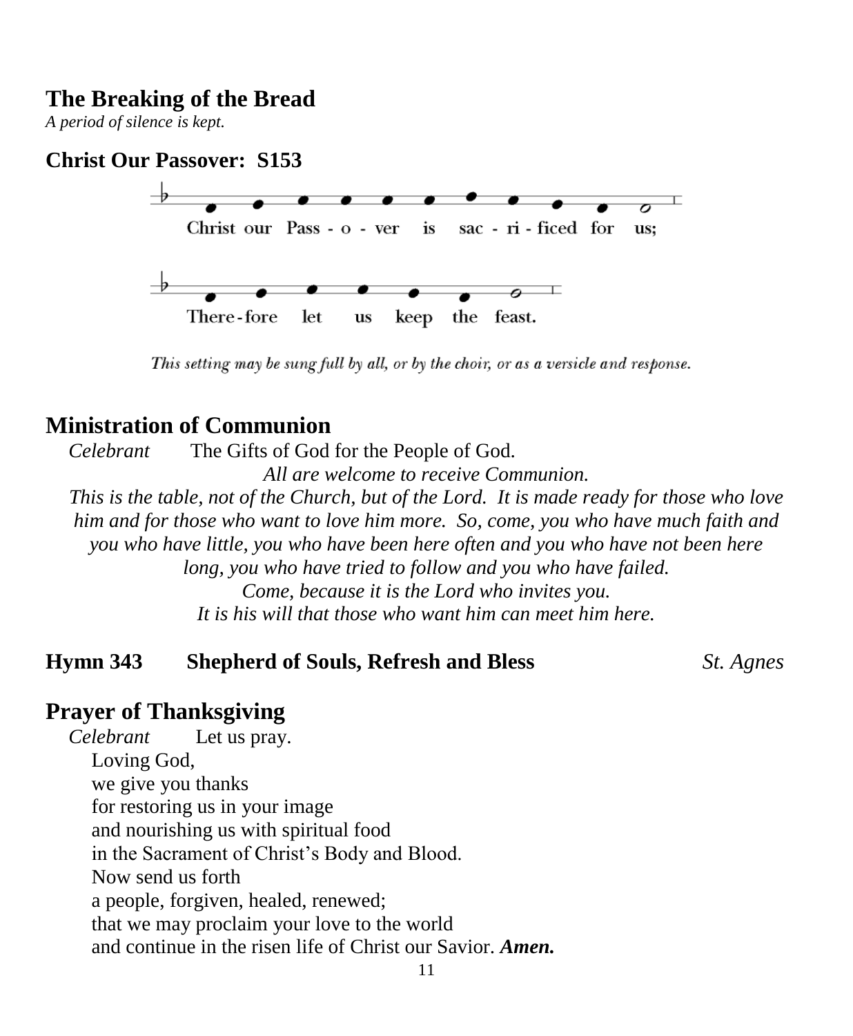## The Breaking of the Bread

*A period of silence is kept.*

### Christ Our Passover: S153

Christ our Pass - o - ver is sac - ri - ficed for us;

There-fore let us keep the feast.

*This setting may be sung full by all, or by the choir, or as a versicle and response.*

## Ministration of Communion

*Celebrant* The Gifts of God for the People of God.

*All are welcome to receive Communion.*

*This is the table, not of the Church, but of the Lord. It is made ready for those who love him and for those who want to love him more. So, come, you who have much faith and you who have little, you who have been here often and you who have not been here long, you who have tried to follow and you who have failed.*

*Come, because it is the Lord who invites you.*

*It is his will that those who want him can meet him here.*

### Hymn 343 Shepherd of Souls, Refresh and Bless *St. Agnes*

## Prayer of Thanksgiving

*Celebrant* Let us pray.

Loving God,
we give you thanks
for restoring us in your image
and nourishing us with spiritual food
in the Sacrament of Christ's Body and Blood.
Now send us forth
a people, forgiven, healed, renewed;
that we may proclaim your love to the world
and continue in the risen life of Christ our Savior. ***Amen.***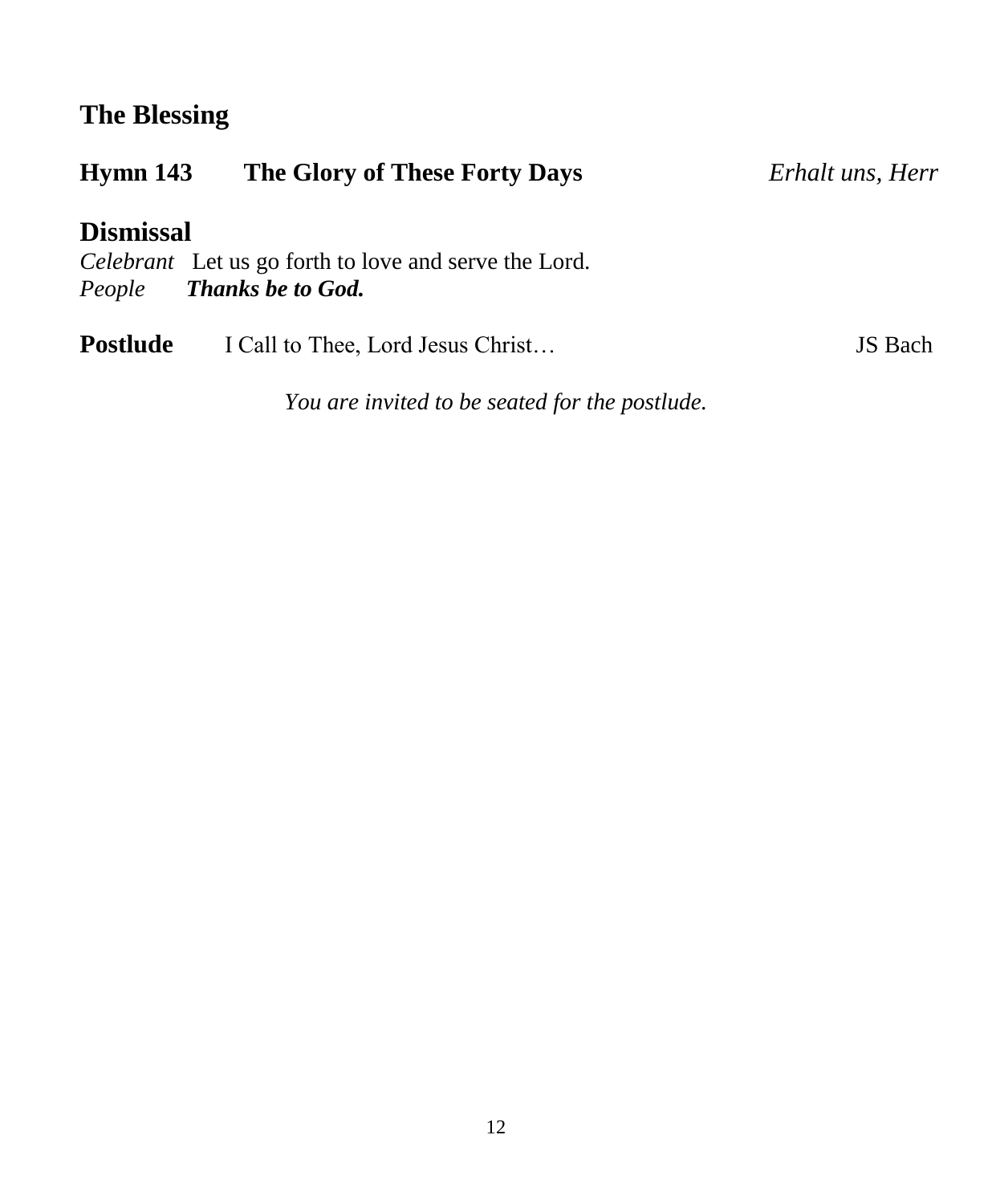## The Blessing

**Hymn 143 The Glory of These Forty Days** *Erhalt uns, Herr*

## Dismissal

*Celebrant* Let us go forth to love and serve the Lord.
*People* ***Thanks be to God.***

**Postlude** I Call to Thee, Lord Jesus Christ… JS Bach

*You are invited to be seated for the postlude.*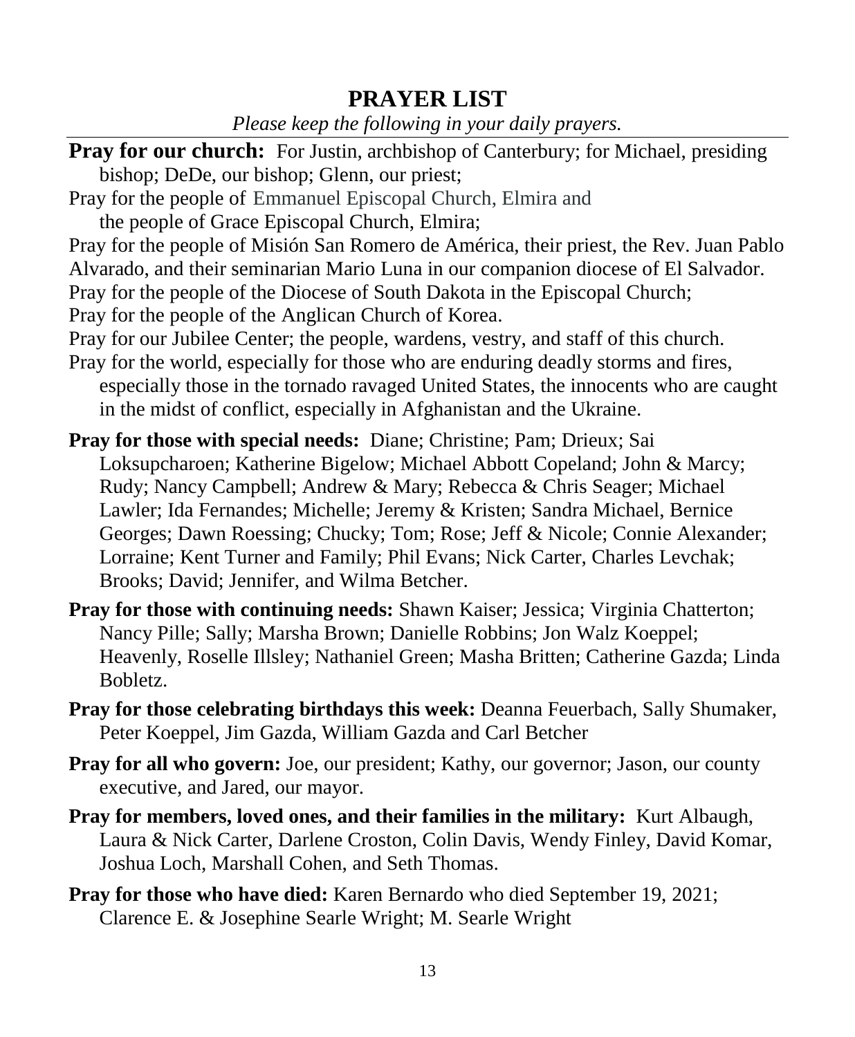# PRAYER LIST

*Please keep the following in your daily prayers.*

**Pray for our church:** For Justin, archbishop of Canterbury; for Michael, presiding bishop; DeDe, our bishop; Glenn, our priest;

Pray for the people of Emmanuel Episcopal Church, Elmira and the people of Grace Episcopal Church, Elmira;

Pray for the people of Misión San Romero de América, their priest, the Rev. Juan Pablo Alvarado, and their seminarian Mario Luna in our companion diocese of El Salvador.

Pray for the people of the Diocese of South Dakota in the Episcopal Church;

Pray for the people of the Anglican Church of Korea.

Pray for our Jubilee Center; the people, wardens, vestry, and staff of this church.

Pray for the world, especially for those who are enduring deadly storms and fires, especially those in the tornado ravaged United States, the innocents who are caught in the midst of conflict, especially in Afghanistan and the Ukraine.

**Pray for those with special needs:** Diane; Christine; Pam; Drieux; Sai Loksupcharoen; Katherine Bigelow; Michael Abbott Copeland; John & Marcy; Rudy; Nancy Campbell; Andrew & Mary; Rebecca & Chris Seager; Michael Lawler; Ida Fernandes; Michelle; Jeremy & Kristen; Sandra Michael, Bernice Georges; Dawn Roessing; Chucky; Tom; Rose; Jeff & Nicole; Connie Alexander; Lorraine; Kent Turner and Family; Phil Evans; Nick Carter, Charles Levchak; Brooks; David; Jennifer, and Wilma Betcher.

**Pray for those with continuing needs:** Shawn Kaiser; Jessica; Virginia Chatterton; Nancy Pille; Sally; Marsha Brown; Danielle Robbins; Jon Walz Koeppel; Heavenly, Roselle Illsley; Nathaniel Green; Masha Britten; Catherine Gazda; Linda Bobletz.

**Pray for those celebrating birthdays this week:** Deanna Feuerbach, Sally Shumaker, Peter Koeppel, Jim Gazda, William Gazda and Carl Betcher

**Pray for all who govern:** Joe, our president; Kathy, our governor; Jason, our county executive, and Jared, our mayor.

**Pray for members, loved ones, and their families in the military:** Kurt Albaugh, Laura & Nick Carter, Darlene Croston, Colin Davis, Wendy Finley, David Komar, Joshua Loch, Marshall Cohen, and Seth Thomas.

**Pray for those who have died:** Karen Bernardo who died September 19, 2021; Clarence E. & Josephine Searle Wright; M. Searle Wright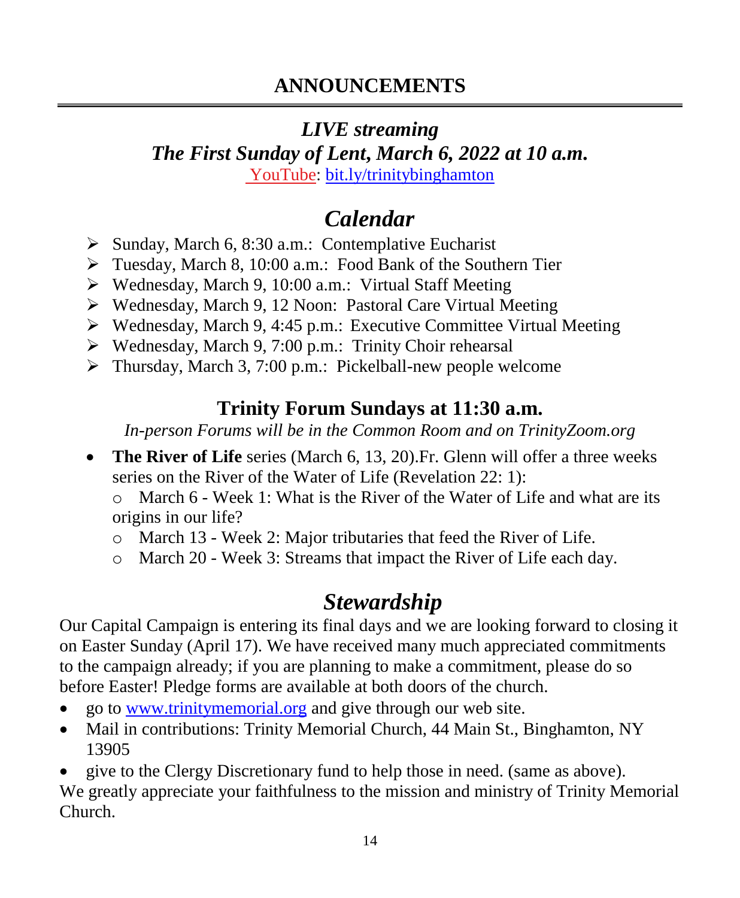## ANNOUNCEMENTS

### *LIVE streaming*
### *The First Sunday of Lent, March 6, 2022 at 10 a.m.*

YouTube: bit.ly/trinitybinghamton

## *Calendar*

- Sunday, March 6, 8:30 a.m.: Contemplative Eucharist
- Tuesday, March 8, 10:00 a.m.: Food Bank of the Southern Tier
- Wednesday, March 9, 10:00 a.m.: Virtual Staff Meeting
- Wednesday, March 9, 12 Noon: Pastoral Care Virtual Meeting
- Wednesday, March 9, 4:45 p.m.: Executive Committee Virtual Meeting
- Wednesday, March 9, 7:00 p.m.: Trinity Choir rehearsal
- Thursday, March 3, 7:00 p.m.: Pickelball-new people welcome

### Trinity Forum Sundays at 11:30 a.m.

*In-person Forums will be in the Common Room and on TrinityZoom.org*

- **The River of Life** series (March 6, 13, 20).Fr. Glenn will offer a three weeks series on the River of the Water of Life (Revelation 22: 1):
  - March 6 - Week 1: What is the River of the Water of Life and what are its origins in our life?
  - March 13 - Week 2: Major tributaries that feed the River of Life.
  - March 20 - Week 3: Streams that impact the River of Life each day.

## *Stewardship*

Our Capital Campaign is entering its final days and we are looking forward to closing it on Easter Sunday (April 17). We have received many much appreciated commitments to the campaign already; if you are planning to make a commitment, please do so before Easter! Pledge forms are available at both doors of the church.

- go to www.trinitymemorial.org and give through our web site.
- Mail in contributions: Trinity Memorial Church, 44 Main St., Binghamton, NY 13905
- give to the Clergy Discretionary fund to help those in need. (same as above).

We greatly appreciate your faithfulness to the mission and ministry of Trinity Memorial Church.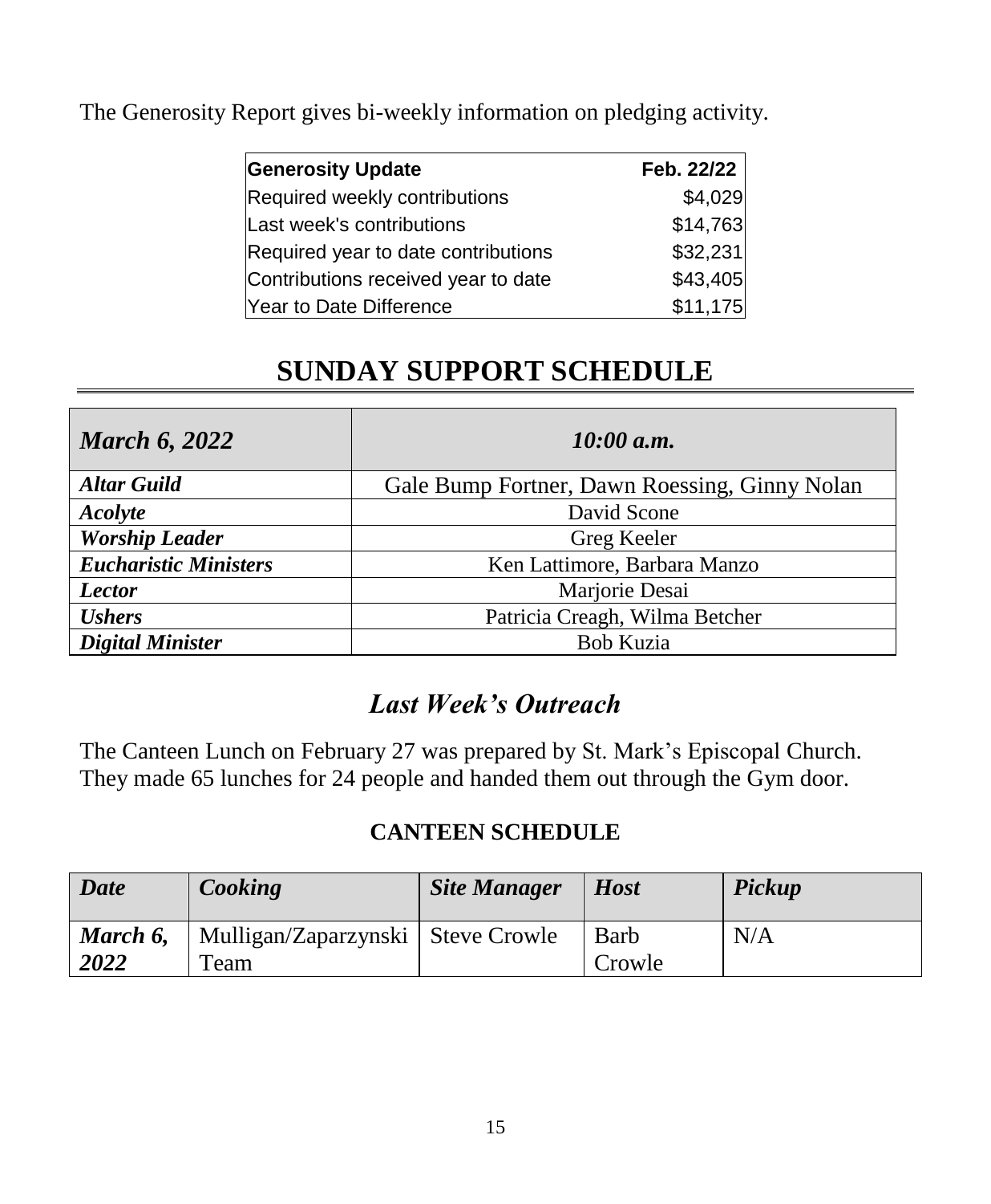The Generosity Report gives bi-weekly information on pledging activity.

| Generosity Update | Feb. 22/22 |
| --- | --- |
| Required weekly contributions | $4,029 |
| Last week's contributions | $14,763 |
| Required year to date contributions | $32,231 |
| Contributions received year to date | $43,405 |
| Year to Date Difference | $11,175 |

# SUNDAY SUPPORT SCHEDULE

| *March 6, 2022* | *10:00 a.m.* |
| --- | --- |
| ***Altar Guild*** | Gale Bump Fortner, Dawn Roessing, Ginny Nolan |
| ***Acolyte*** | David Scone |
| ***Worship Leader*** | Greg Keeler |
| ***Eucharistic Ministers*** | Ken Lattimore, Barbara Manzo |
| ***Lector*** | Marjorie Desai |
| ***Ushers*** | Patricia Creagh, Wilma Betcher |
| ***Digital Minister*** | Bob Kuzia |

## *Last Week's Outreach*

The Canteen Lunch on February 27 was prepared by St. Mark's Episcopal Church. They made 65 lunches for 24 people and handed them out through the Gym door.

### CANTEEN SCHEDULE

| *Date* | *Cooking* | *Site Manager* | *Host* | *Pickup* |
| --- | --- | --- | --- | --- |
| ***March 6, 2022*** | Mulligan/Zaparzynski Team | Steve Crowle | Barb Crowle | N/A |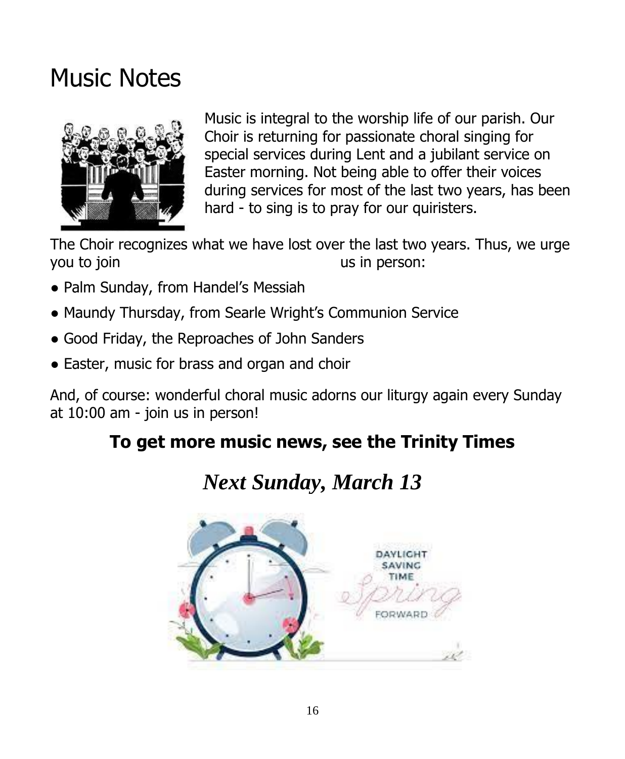# Music Notes

Music is integral to the worship life of our parish. Our Choir is returning for passionate choral singing for special services during Lent and a jubilant service on Easter morning. Not being able to offer their voices during services for most of the last two years, has been hard - to sing is to pray for our quiristers.

The Choir recognizes what we have lost over the last two years. Thus, we urge you to join us in person:

- Palm Sunday, from Handel's Messiah
- Maundy Thursday, from Searle Wright's Communion Service
- Good Friday, the Reproaches of John Sanders
- Easter, music for brass and organ and choir

And, of course: wonderful choral music adorns our liturgy again every Sunday at 10:00 am - join us in person!

**To get more music news, see the Trinity Times**

***Next Sunday, March 13***

DAYLIGHT SAVING TIME

Spring FORWARD